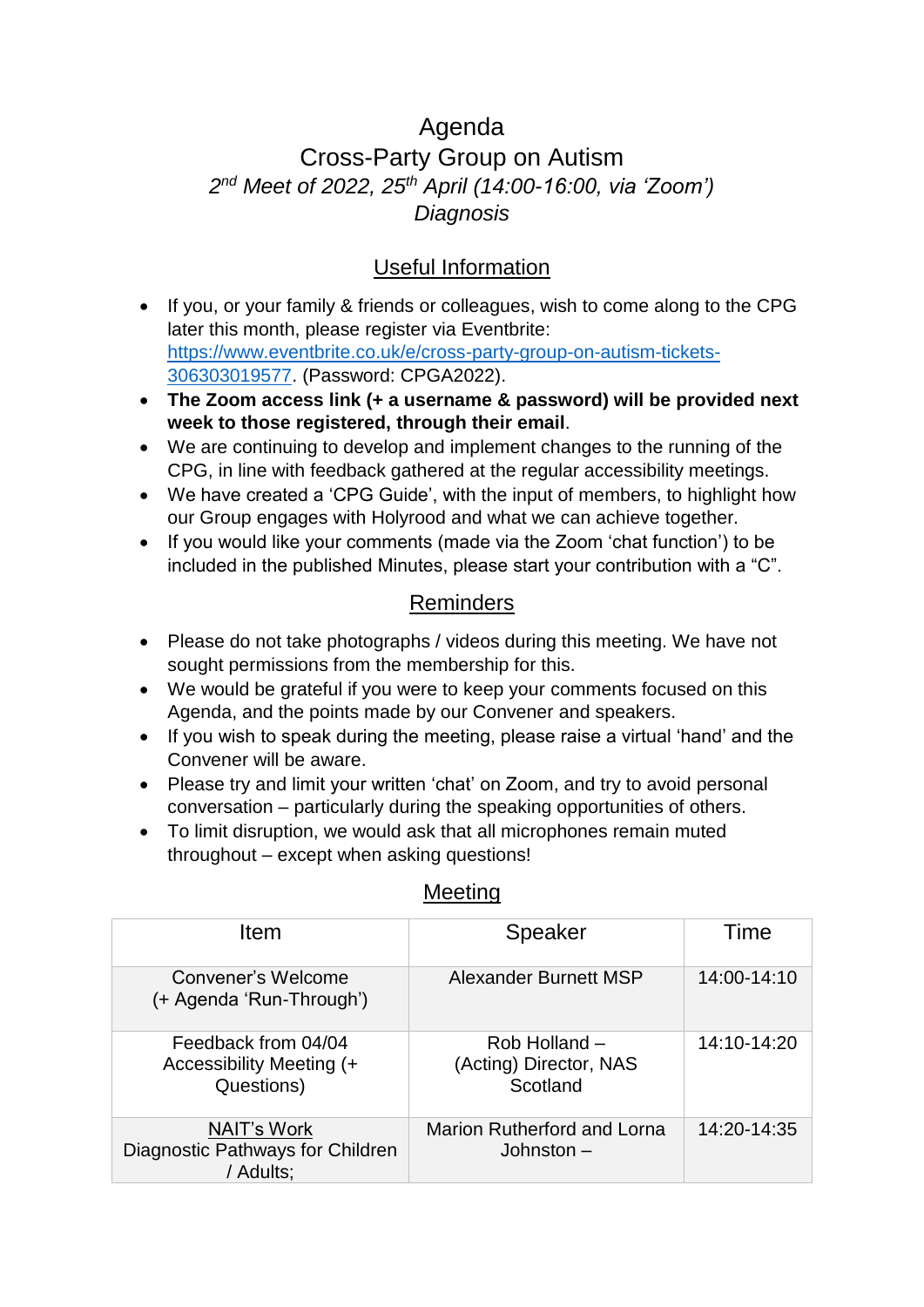# Agenda

# Cross-Party Group on Autism

*2nd Meet of 2022, 25th April (14:00-16:00, via 'Zoom')*

*Diagnosis*

## Useful Information

- If you, or your family & friends or colleagues, wish to come along to the CPG later this month, please register via Eventbrite: [https://www.eventbrite.co.uk/e/cross-party-group-on-autism-tickets-306303019577](https://www.eventbrite.co.uk/e/cross-party-group-on-autism-tickets-306303019577). (Password: CPGA2022).
- **The Zoom access link (+ a username & password) will be provided next week to those registered, through their email**.
- We are continuing to develop and implement changes to the running of the CPG, in line with feedback gathered at the regular accessibility meetings.
- We have created a 'CPG Guide', with the input of members, to highlight how our Group engages with Holyrood and what we can achieve together.
- If you would like your comments (made via the Zoom 'chat function') to be included in the published Minutes, please start your contribution with a "C".

## Reminders

- Please do not take photographs / videos during this meeting. We have not sought permissions from the membership for this.
- We would be grateful if you were to keep your comments focused on this Agenda, and the points made by our Convener and speakers.
- If you wish to speak during the meeting, please raise a virtual 'hand' and the Convener will be aware.
- Please try and limit your written 'chat' on Zoom, and try to avoid personal conversation – particularly during the speaking opportunities of others.
- To limit disruption, we would ask that all microphones remain muted throughout – except when asking questions!

## Meeting

| Item | Speaker | Time |
|---|---|---|
| Convener's Welcome (+ Agenda 'Run-Through') | Alexander Burnett MSP | 14:00-14:10 |
| Feedback from 04/04 Accessibility Meeting (+ Questions) | Rob Holland – (Acting) Director, NAS Scotland | 14:10-14:20 |
| NAIT's Work Diagnostic Pathways for Children / Adults; | Marion Rutherford and Lorna Johnston – | 14:20-14:35 |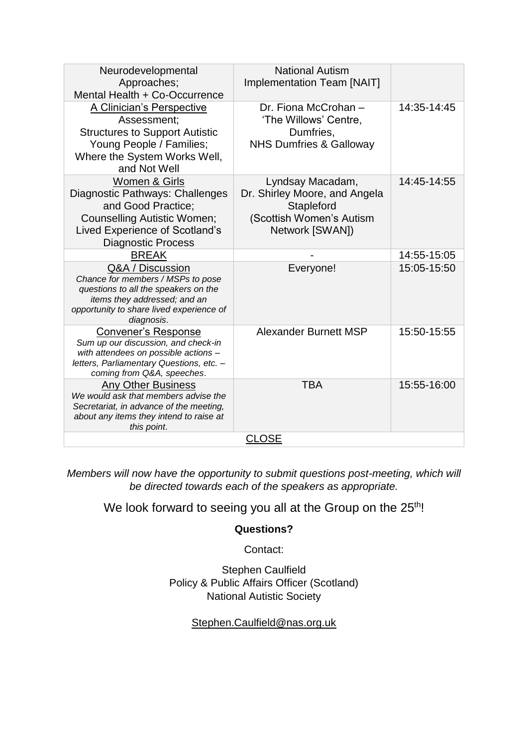| | | |
|---|---|---|
| Neurodevelopmental Approaches; Mental Health + Co-Occurrence | National Autism Implementation Team [NAIT] | |
| A Clinician's Perspective<br>Assessment; Structures to Support Autistic Young People / Families; Where the System Works Well, and Not Well | Dr. Fiona McCrohan – 'The Willows' Centre, Dumfries, NHS Dumfries & Galloway | 14:35-14:45 |
| Women & Girls<br>Diagnostic Pathways: Challenges and Good Practice; Counselling Autistic Women; Lived Experience of Scotland's Diagnostic Process | Lyndsay Macadam, Dr. Shirley Moore, and Angela Stapleford (Scottish Women's Autism Network [SWAN]) | 14:45-14:55 |
| BREAK | - | 14:55-15:05 |
| Q&A / Discussion<br>*Chance for members / MSPs to pose questions to all the speakers on the items they addressed; and an opportunity to share lived experience of diagnosis.* | Everyone! | 15:05-15:50 |
| Convener's Response<br>*Sum up our discussion, and check-in with attendees on possible actions – letters, Parliamentary Questions, etc. – coming from Q&A, speeches.* | Alexander Burnett MSP | 15:50-15:55 |
| Any Other Business<br>*We would ask that members advise the Secretariat, in advance of the meeting, about any items they intend to raise at this point.* | TBA | 15:55-16:00 |
| CLOSE | | |

*Members will now have the opportunity to submit questions post-meeting, which will be directed towards each of the speakers as appropriate.*

We look forward to seeing you all at the Group on the 25th!

**Questions?**

Contact:

Stephen Caulfield
Policy & Public Affairs Officer (Scotland)
National Autistic Society

Stephen.Caulfield@nas.org.uk